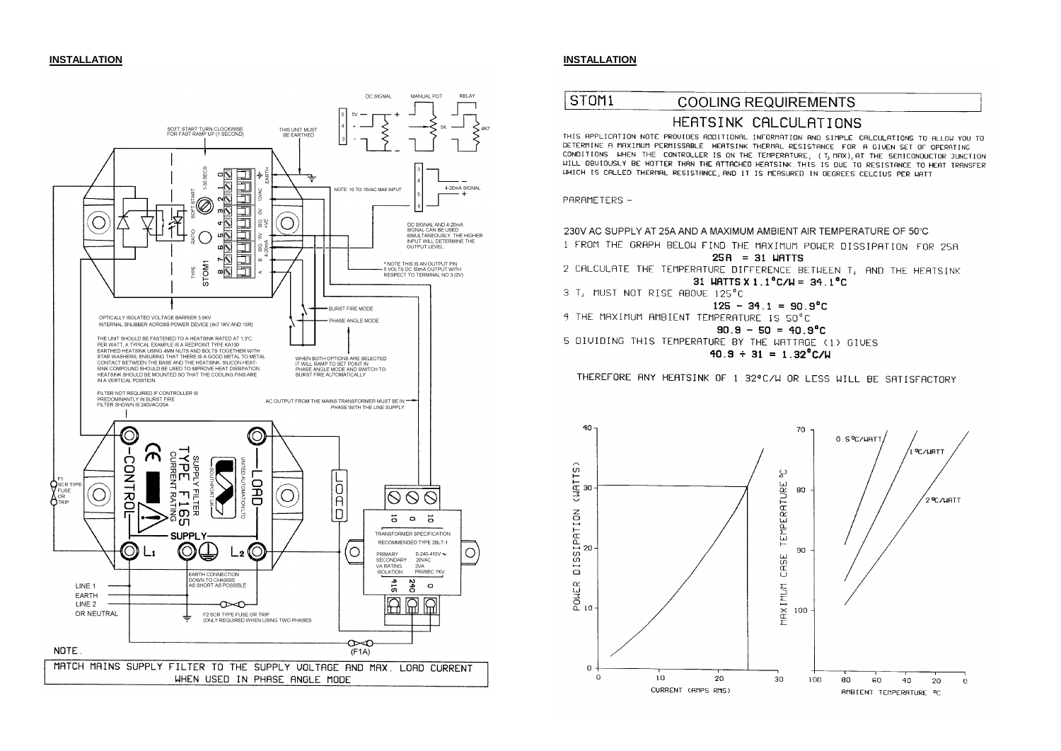## INSTALLATION

SOFT START TURN CLOCKWISE FOR FAST RAMP UP (1 SECOND)

THIS UNIT MUST BE EARTHED

DC SIGNAL   MANUAL POT   RELAY

NOTE: 10 TO 18VAC MAX INPUT

4-20mA SIGNAL

DC SIGNAL AND 4-20mA SIGNAL CAN BE USED SIMULTANEOUSLY, THE HIGHER INPUT WILL DETERMINE THE OUTPUT LEVEL.

\* NOTE THIS IS AN OUTPUT PIN 5 VOLTS DC 50mA OUTPUT WITH RESPECT TO TERMINAL NO 3 (0V)

BURST FIRE MODE

PHASE ANGLE MODE

OPTICALLY ISOLATED VOLTAGE BARRIER 3.5KV
INTERNAL SNUBBER ACROSS POWER DEVICE (4n7 1KV AND 10R)

THE UNIT SHOULD BE FASTENED TO A HEATSINK RATED AT 1.3°C PER WATT, A TYPICAL EXAMPLE IS A REDPOINT TYPE KA100 EARTHED HEATSINK USING 4MM NUTS AND BOLTS TOGETHER WITH STAR WASHERS, ENSURING THAT THERE IS A GOOD METAL TO METAL CONTACT BETWEEN THE BASE AND THE HEATSINK. SILICON HEATSINK COMPOUND SHOULD BE USED TO IMPROVE HEAT DISSIPATION. HEATSINK SHOULD BE MOUNTED SO THAT THE COOLING FINS ARE IN A VERTICAL POSITION.

WHEN BOTH OPTIONS ARE SELECTED IT WILL RAMP TO SET POINT IN PHASE ANGLE MODE AND SWITCH TO BURST FIRE AUTOMATICALLY

FILTER NOT REQUIRED IF CONTROLLER IS PREDOMINANTLY IN BURST FIRE
FILTER SHOWN IS 240VAC/20A

AC OUTPUT FROM THE MAINS TRANSFORMER MUST BE IN PHASE WITH THE LINE SUPPLY

F1 SCR TYPE FUSE OR TRIP

SUPPLY FILTER TYPE F165 — CONTROL — LOAD — SUPPLY — L1 — L2

TRANSFORMER SPECIFICATION
RECOMMENDED TYPE 2BLT-1

| | |
|---|---|
| PRIMARY | 0-240-415V ~ |
| SECONDARY | 20VAC |
| VA RATING | 2VA |
| ISOLATION | PRI/SEC 7KV |

EARTH CONNECTION DOWN TO CHASSIS AS SHORT AS POSSIBLE

LINE 1
EARTH
LINE 2
OR NEUTRAL

F2 SCR TYPE FUSE OR TRIP (ONLY REQUIRED WHEN USING TWO PHASES)

(F1A)

NOTE.

MATCH MAINS SUPPLY FILTER TO THE SUPPLY VOLTAGE AND MAX. LOAD CURRENT WHEN USED IN PHASE ANGLE MODE

## INSTALLATION

# STOM1 COOLING REQUIREMENTS

## HEATSINK CALCULATIONS

THIS APPLICATION NOTE PROVIDES ADDITIONAL INFORMATION AND SIMPLE CALCULATIONS TO ALLOW YOU TO DETERMINE A MAXIMUM PERMISSABLE HEATSINK THERMAL RESISTANCE FOR A GIVEN SET OF OPERATING CONDITIONS. WHEN THE CONTROLLER IS ON THE TEMPERATURE, ($T_J$ MAX), AT THE SEMICONDUCTOR JUNCTION WILL OBVIOUSLY BE HOTTER THAN THE ATTACHED HEATSINK. THIS IS DUE TO RESISTANCE TO HEAT TRANSFER WHICH IS CALLED THERMAL RESISTANCE, AND IT IS MEASURED IN DEGREES CELCIUS PER WATT

PARAMETERS -

230V AC SUPPLY AT 25A AND A MAXIMUM AMBIENT AIR TEMPERATURE OF 50°C

1. FROM THE GRAPH BELOW FIND THE MAXIMUM POWER DISSIPATION FOR 25A
   **25A = 31 WATTS**
2. CALCULATE THE TEMPERATURE DIFFERENCE BETWEEN $T_J$ AND THE HEATSINK
   **31 WATTS X 1.1°C/W = 34.1°C**
3. $T_J$ MUST NOT RISE ABOVE 125°C
   **125 - 34.1 = 90.9°C**
4. THE MAXIMUM AMBIENT TEMPERATURE IS 50°C
   **90.9 - 50 = 40.9°C**
5. DIVIDING THIS TEMPERATURE BY THE WATTAGE (1) GIVES
   **40.9 ÷ 31 = 1.32°C/W**

THEREFORE ANY HEATSINK OF 1.32°C/W OR LESS WILL BE SATISFACTORY.

POWER DISSIPATION (WATTS) vs CURRENT (AMPS RMS)

MAXIMUM CASE TEMPERATURE °C vs AMBIENT TEMPERATURE °C — 0.5°C/WATT, 1°C/WATT, 2°C/WATT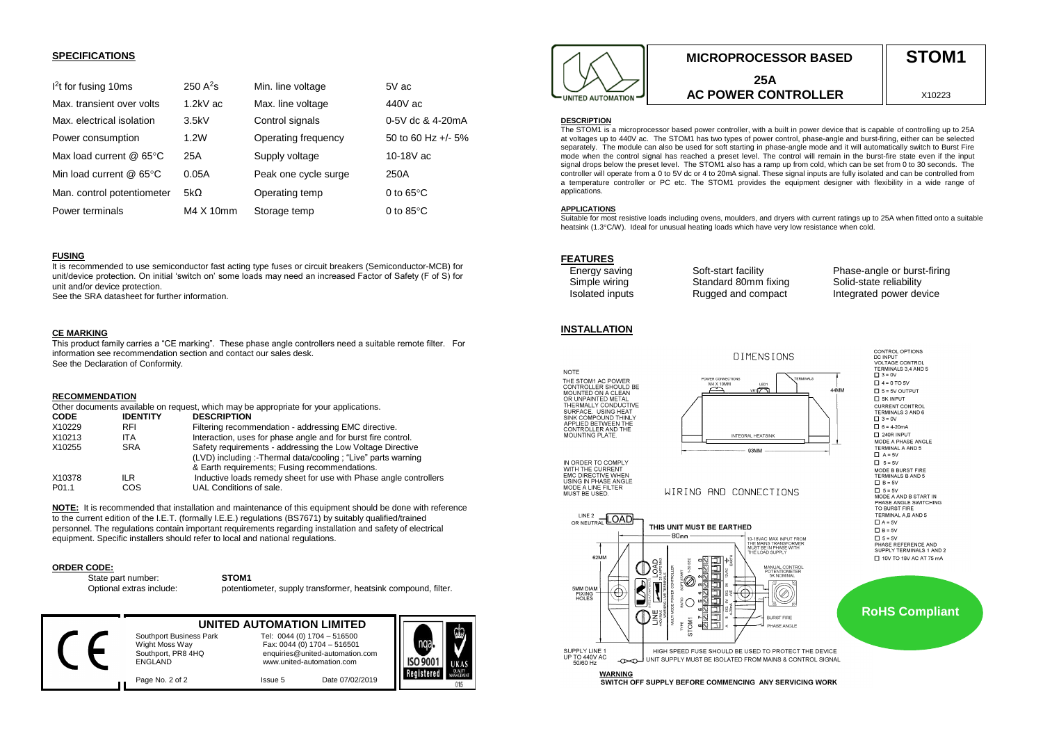## SPECIFICATIONS

| | | | |
|---|---|---|---|
| $I^2t$ for fusing 10ms | 250 $A^2s$ | Min. line voltage | 5V ac |
| Max. transient over volts | 1.2kV ac | Max. line voltage | 440V ac |
| Max. electrical isolation | 3.5kV | Control signals | 0-5V dc & 4-20mA |
| Power consumption | 1.2W | Operating frequency | 50 to 60 Hz +/- 5% |
| Max load current @ 65°C | 25A | Supply voltage | 10-18V ac |
| Min load current @ 65°C | 0.05A | Peak one cycle surge | 250A |
| Man. control potentiometer | 5kΩ | Operating temp | 0 to 65°C |
| Power terminals | M4 X 10mm | Storage temp | 0 to 85°C |

### FUSING

It is recommended to use semiconductor fast acting type fuses or circuit breakers (Semiconductor-MCB) for unit/device protection. On initial 'switch on' some loads may need an increased Factor of Safety (F of S) for unit and/or device protection.
See the SRA datasheet for further information.

### CE MARKING

This product family carries a "CE marking". These phase angle controllers need a suitable remote filter. For information see recommendation section and contact our sales desk.
See the Declaration of Conformity.

### RECOMMENDATION

Other documents available on request, which may be appropriate for your applications.

| CODE | IDENTITY | DESCRIPTION |
|---|---|---|
| X10229 | RFI | Filtering recommendation - addressing EMC directive. |
| X10213 | ITA | Interaction, uses for phase angle and for burst fire control. |
| X10255 | SRA | Safety requirements - addressing the Low Voltage Directive (LVD) including :-Thermal data/cooling ; "Live" parts warning & Earth requirements; Fusing recommendations. |
| X10378 | ILR | Inductive loads remedy sheet for use with Phase angle controllers |
| P01.1 | COS | UAL Conditions of sale. |

**NOTE:** It is recommended that installation and maintenance of this equipment should be done with reference to the current edition of the I.E.T. (formally I.E.E.) regulations (BS7671) by suitably qualified/trained personnel. The regulations contain important requirements regarding installation and safety of electrical equipment. Specific installers should refer to local and national regulations.

### ORDER CODE:

State part number: **STOM1**
Optional extras include: potentiometer, supply transformer, heatsink compound, filter.

**UNITED AUTOMATION LIMITED**

Southport Business Park
Wight Moss Way
Southport, PR8 4HQ
ENGLAND

Tel: 0044 (0) 1704 – 516500
Fax: 0044 (0) 1704 – 516501
enquiries@united-automation.com
www.united-automation.com

Issue 5 Date 07/02/2019

# MICROPROCESSOR BASED 25A AC POWER CONTROLLER

**STOM1**

X10223

### DESCRIPTION

The STOM1 is a microprocessor based power controller, with a built in power device that is capable of controlling up to 25A at voltages up to 440V ac. The STOM1 has two types of power control, phase-angle and burst-firing, either can be selected separately. The module can also be used for soft starting in phase-angle mode and it will automatically switch to Burst Fire mode when the control signal has reached a preset level. The control will remain in the burst-fire state even if the input signal drops below the preset level. The STOM1 also has a ramp up from cold, which can be set from 0 to 30 seconds. The controller will operate from a 0 to 5V dc or 4 to 20mA signal. These signal inputs are fully isolated and can be controlled from a temperature controller or PC etc. The STOM1 provides the equipment designer with flexibility in a wide range of applications.

### APPLICATIONS

Suitable for most resistive loads including ovens, moulders, and dryers with current ratings up to 25A when fitted onto a suitable heatsink (1.3°C/W). Ideal for unusual heating loads which have very low resistance when cold.

## FEATURES

| | | |
|---|---|---|
| Energy saving | Soft-start facility | Phase-angle or burst-firing |
| Simple wiring | Standard 80mm fixing | Solid-state reliability |
| Isolated inputs | Rugged and compact | Integrated power device |

## INSTALLATION

NOTE
THE STOM1 AC POWER CONTROLLER SHOULD BE MOUNTED ON A CLEAN OR UNPAINTED METAL THERMALLY CONDUCTIVE SURFACE. USING HEAT SINK COMPOUND THINLY APPLIED BETWEEN THE CONTROLLER AND THE MOUNTING PLATE.

IN ORDER TO COMPLY WITH THE CURRENT EMC DIRECTIVE WHEN USING IN PHASE ANGLE MODE A LINE FILTER MUST BE USED.

DIMENSIONS

POWER CONNECTIONS M4 X 10MM
LED1
VR1
TERMINALS
44MM
INTEGRAL HEATSINK
93MM

WIRING AND CONNECTIONS

LINE 2 OR NEUTRAL
LOAD
THIS UNIT MUST BE EARTHED
80mm
62MM
5MM DIAM FIXING HOLES
LINE
10-18VAC MAX INPUT FROM THE MAINS TRANSFORMER MUST BE IN PHASE WITH THE LOAD SUPPLY
MANUAL CONTROL POTENTIOMETER 5K NOMINAL
BURST FIRE
PHASE ANGLE
SUPPLY LINE 1 UP TO 440V AC 50/60 Hz
HIGH SPEED FUSE SHOULD BE USED TO PROTECT THE DEVICE
UNIT SUPPLY MUST BE ISOLATED FROM MAINS & CONTROL SIGNAL

CONTROL OPTIONS
DC INPUT
VOLTAGE CONTROL
TERMINALS 3,4 AND 5
☐ 3 = 0V
☐ 4 = 0 TO 5V
☐ 5 = 5V OUTPUT
☐ 5K INPUT
CURRENT CONTROL
TERMINALS 3 AND 6
☐ 3 = 0V
☐ 6 = 4-20mA
☐ 240R INPUT
MODE A PHASE ANGLE
TERMINAL A AND 5
☐ A = 5V
☐ 5 = 5V
MODE B BURST FIRE
TERMINALS B AND 5
☐ B = 5V
☐ 5 = 5V
MODE A AND B START IN PHASE ANGLE SWITCHING TO BURST FIRE
TERMINAL A,B AND 5
☐ A = 5V
☐ B = 5V
☐ 5 = 5V
PHASE REFERENCE AND SUPPLY TERMINALS 1 AND 2
☐ 10V TO 18V AC AT 75 mA

**RoHS Compliant**

**WARNING**
SWITCH OFF SUPPLY BEFORE COMMENCING ANY SERVICING WORK